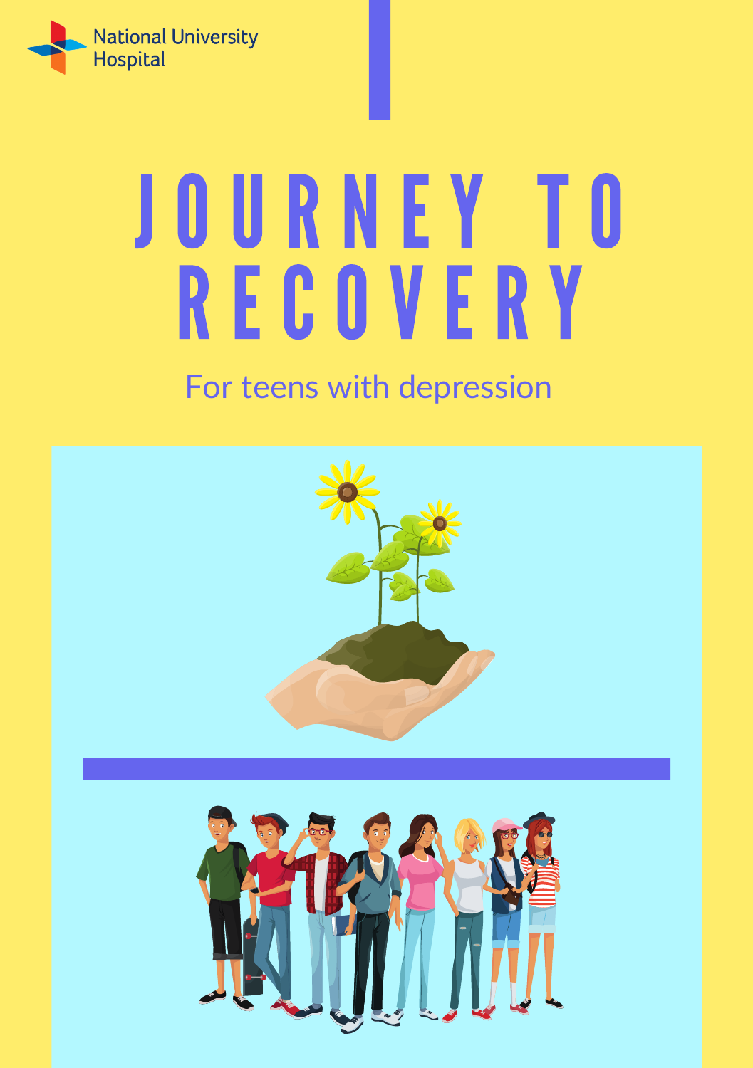National University Hospital

# JOURNEY TO RECOVERY

For teens with depression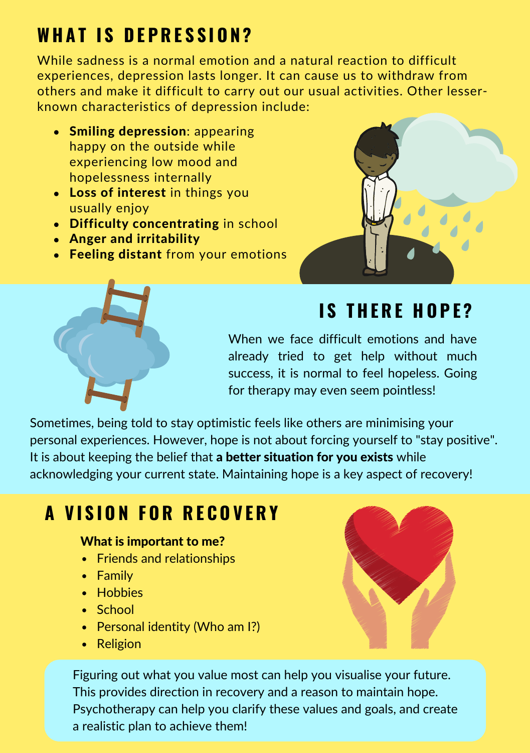## WHAT IS DEPRESSION?

While sadness is a normal emotion and a natural reaction to difficult experiences, depression lasts longer. It can cause us to withdraw from others and make it difficult to carry out our usual activities. Other lesser-known characteristics of depression include:

- **Smiling depression**: appearing happy on the outside while experiencing low mood and hopelessness internally
- **Loss of interest** in things you usually enjoy
- **Difficulty concentrating** in school
- **Anger and irritability**
- **Feeling distant** from your emotions

## IS THERE HOPE?

When we face difficult emotions and have already tried to get help without much success, it is normal to feel hopeless. Going for therapy may even seem pointless!

Sometimes, being told to stay optimistic feels like others are minimising your personal experiences. However, hope is not about forcing yourself to "stay positive". It is about keeping the belief that **a better situation for you exists** while acknowledging your current state. Maintaining hope is a key aspect of recovery!

## A VISION FOR RECOVERY

**What is important to me?**

- Friends and relationships
- Family
- Hobbies
- School
- Personal identity (Who am I?)
- Religion

Figuring out what you value most can help you visualise your future. This provides direction in recovery and a reason to maintain hope. Psychotherapy can help you clarify these values and goals, and create a realistic plan to achieve them!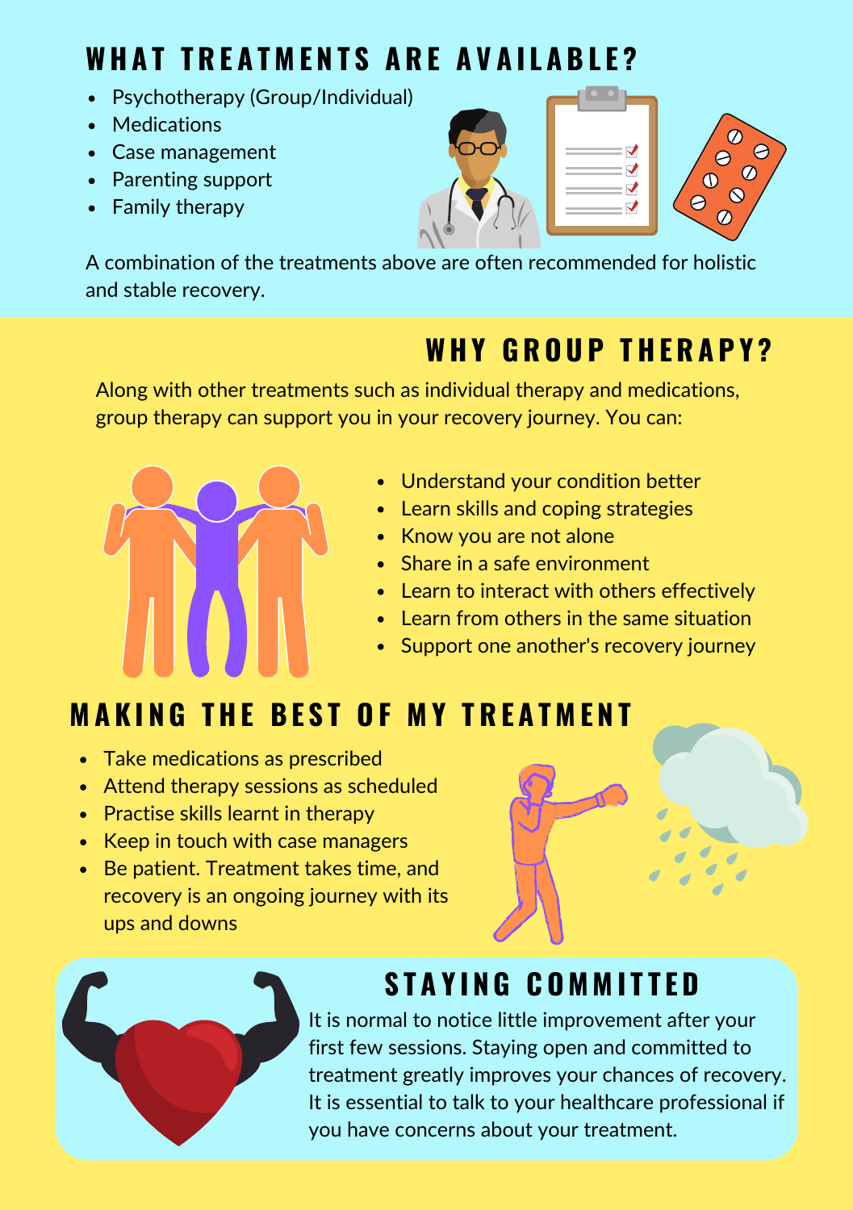## WHAT TREATMENTS ARE AVAILABLE?

- Psychotherapy (Group/Individual)
- Medications
- Case management
- Parenting support
- Family therapy

A combination of the treatments above are often recommended for holistic and stable recovery.

## WHY GROUP THERAPY?

Along with other treatments such as individual therapy and medications, group therapy can support you in your recovery journey. You can:

- Understand your condition better
- Learn skills and coping strategies
- Know you are not alone
- Share in a safe environment
- Learn to interact with others effectively
- Learn from others in the same situation
- Support one another's recovery journey

## MAKING THE BEST OF MY TREATMENT

- Take medications as prescribed
- Attend therapy sessions as scheduled
- Practise skills learnt in therapy
- Keep in touch with case managers
- Be patient. Treatment takes time, and recovery is an ongoing journey with its ups and downs

## STAYING COMMITTED

It is normal to notice little improvement after your first few sessions. Staying open and committed to treatment greatly improves your chances of recovery. It is essential to talk to your healthcare professional if you have concerns about your treatment.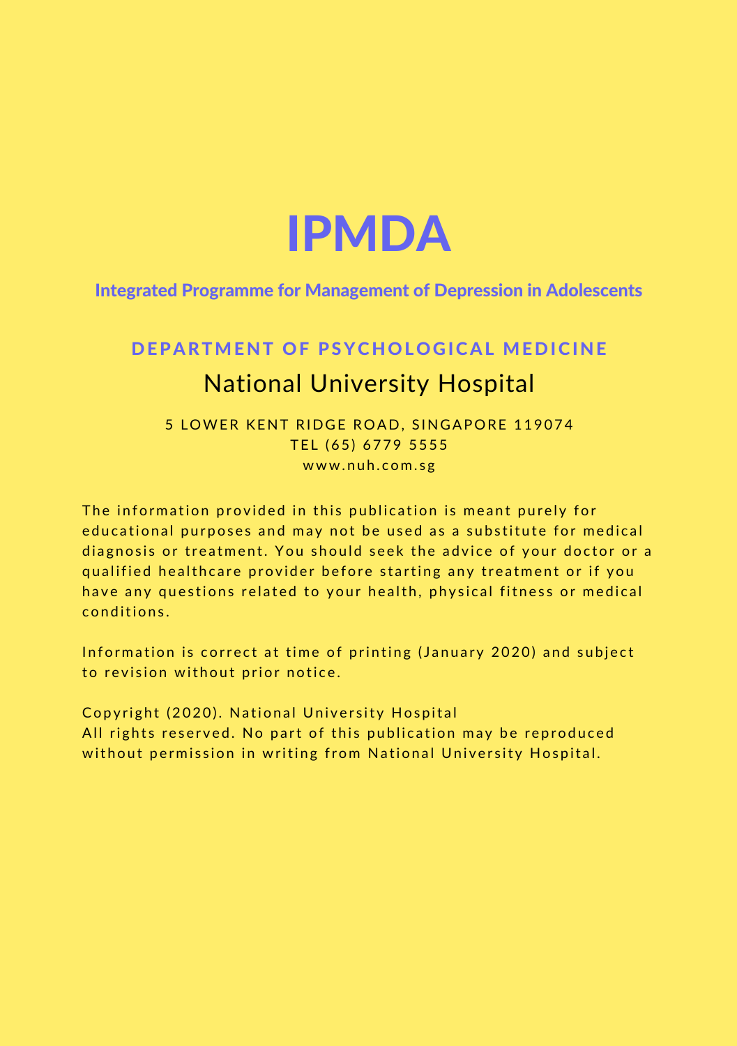# IPMDA

**Integrated Programme for Management of Depression in Adolescents**

## DEPARTMENT OF PSYCHOLOGICAL MEDICINE

National University Hospital

5 LOWER KENT RIDGE ROAD, SINGAPORE 119074
TEL (65) 6779 5555
www.nuh.com.sg

The information provided in this publication is meant purely for educational purposes and may not be used as a substitute for medical diagnosis or treatment. You should seek the advice of your doctor or a qualified healthcare provider before starting any treatment or if you have any questions related to your health, physical fitness or medical conditions.

Information is correct at time of printing (January 2020) and subject to revision without prior notice.

Copyright (2020). National University Hospital
All rights reserved. No part of this publication may be reproduced without permission in writing from National University Hospital.